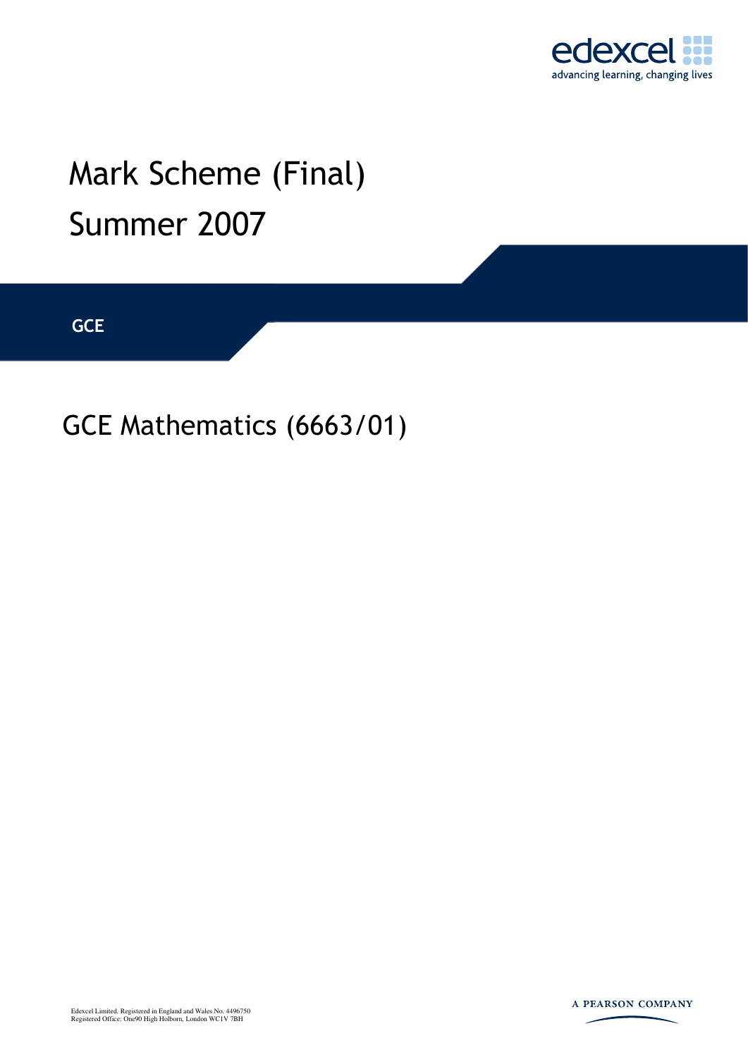edexcel
advancing learning, changing lives

# Mark Scheme (Final)
# Summer 2007

**GCE**

## GCE Mathematics (6663/01)

Edexcel Limited. Registered in England and Wales No. 4496750
Registered Office: One90 High Holborn, London WC1V 7BH

A PEARSON COMPANY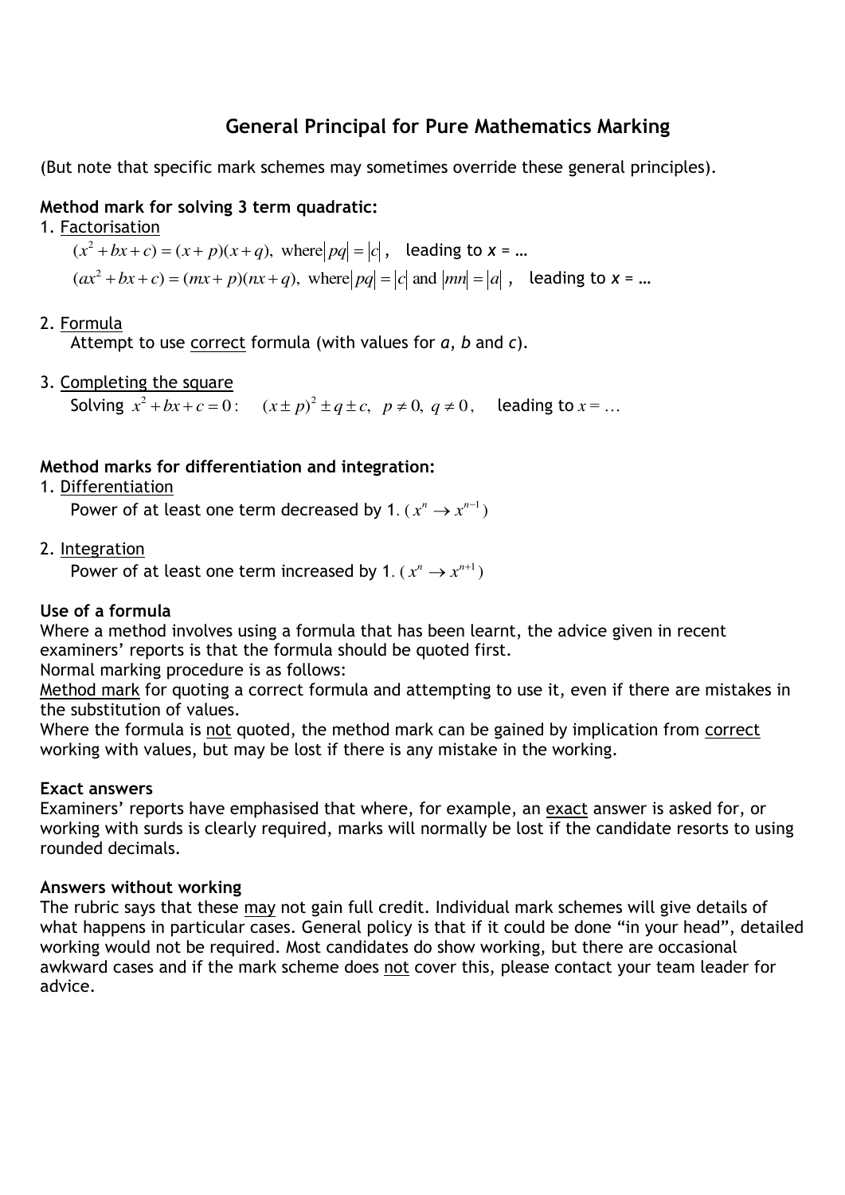## General Principal for Pure Mathematics Marking

(But note that specific mark schemes may sometimes override these general principles).

**Method mark for solving 3 term quadratic:**

1. Factorisation

   $(x^2 + bx + c) = (x + p)(x + q)$, where $|pq| = |c|$, leading to $x = \ldots$

   $(ax^2 + bx + c) = (mx + p)(nx + q)$, where $|pq| = |c|$ and $|mn| = |a|$, leading to $x = \ldots$

2. Formula

   Attempt to use correct formula (with values for *a*, *b* and *c*).

3. Completing the square

   Solving $x^2 + bx + c = 0$: $(x \pm p)^2 \pm q \pm c$, $p \neq 0$, $q \neq 0$, leading to $x = \ldots$

**Method marks for differentiation and integration:**

1. Differentiation

   Power of at least one term decreased by 1. ($x^n \to x^{n-1}$)

2. Integration

   Power of at least one term increased by 1. ($x^n \to x^{n+1}$)

**Use of a formula**

Where a method involves using a formula that has been learnt, the advice given in recent examiners' reports is that the formula should be quoted first.

Normal marking procedure is as follows:

Method mark for quoting a correct formula and attempting to use it, even if there are mistakes in the substitution of values.

Where the formula is not quoted, the method mark can be gained by implication from correct working with values, but may be lost if there is any mistake in the working.

**Exact answers**

Examiners' reports have emphasised that where, for example, an exact answer is asked for, or working with surds is clearly required, marks will normally be lost if the candidate resorts to using rounded decimals.

**Answers without working**

The rubric says that these may not gain full credit. Individual mark schemes will give details of what happens in particular cases. General policy is that if it could be done "in your head", detailed working would not be required. Most candidates do show working, but there are occasional awkward cases and if the mark scheme does not cover this, please contact your team leader for advice.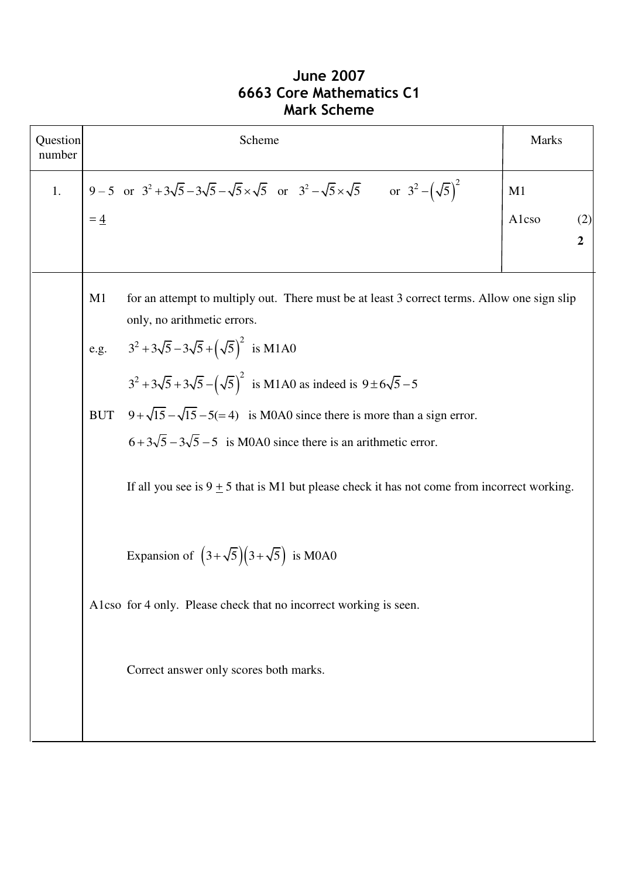# June 2007
## 6663 Core Mathematics C1
## Mark Scheme

| Question number | Scheme | Marks |
|---|---|---|
| 1. | $9-5$ or $3^2+3\sqrt{5}-3\sqrt{5}-\sqrt{5}\times\sqrt{5}$ or $3^2-\sqrt{5}\times\sqrt{5}$ or $3^2-\left(\sqrt{5}\right)^2$ | M1 |
| | $=\underline{4}$ | A1cso (2) |
| | | **2** |

M1 for an attempt to multiply out. There must be at least 3 correct terms. Allow one sign slip only, no arithmetic errors.

e.g. $3^2+3\sqrt{5}-3\sqrt{5}+\left(\sqrt{5}\right)^2$ is M1A0

$3^2+3\sqrt{5}+3\sqrt{5}-\left(\sqrt{5}\right)^2$ is M1A0 as indeed is $9\pm6\sqrt{5}-5$

BUT $9+\sqrt{15}-\sqrt{15}-5(=4)$ is M0A0 since there is more than a sign error.

$6+3\sqrt{5}-3\sqrt{5}-5$ is M0A0 since there is an arithmetic error.

If all you see is $9 \pm 5$ that is M1 but please check it has not come from incorrect working.

Expansion of $\left(3+\sqrt{5}\right)\left(3+\sqrt{5}\right)$ is M0A0

A1cso for 4 only. Please check that no incorrect working is seen.

Correct answer only scores both marks.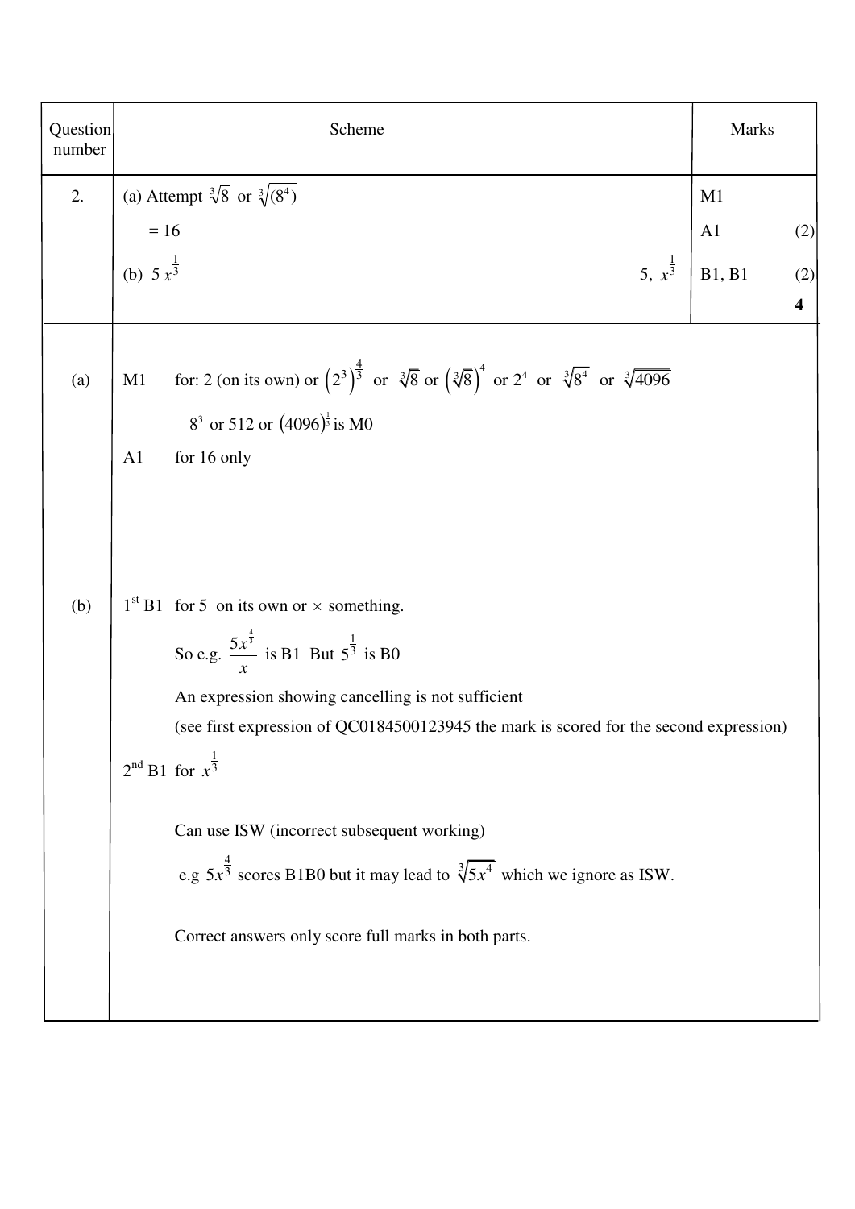| Question number | Scheme | | Marks | |
|---|---|---|---|---|
| 2. | (a) Attempt $\sqrt[3]{8}$ or $\sqrt[3]{(8^4)}$ | | M1 | |
| | $= \underline{16}$ | | A1 | (2) |
| | (b) $\underline{5x^{\frac{1}{3}}}$ | $5,\ x^{\frac{1}{3}}$ | B1, B1 | (2) |
| | | | | **4** |

**(a)**

M1 for: 2 (on its own) or $\left(2^3\right)^{\frac{4}{3}}$ or $\sqrt[3]{8}$ or $\left(\sqrt[3]{8}\right)^4$ or $2^4$ or $\sqrt[3]{8^4}$ or $\sqrt[3]{4096}$

$8^3$ or 512 or $(4096)^{\frac{1}{3}}$ is M0

A1 for 16 only

**(b)**

$1^{\text{st}}$ B1 for 5 on its own or $\times$ something.

So e.g. $\dfrac{5x^{\frac{4}{3}}}{x}$ is B1 But $5^{\frac{1}{3}}$ is B0

An expression showing cancelling is not sufficient

(see first expression of QC0184500123945 the mark is scored for the second expression)

$2^{\text{nd}}$ B1 for $x^{\frac{1}{3}}$

Can use ISW (incorrect subsequent working)

e.g $5x^{\frac{4}{3}}$ scores B1B0 but it may lead to $\sqrt[3]{5x^4}$ which we ignore as ISW.

Correct answers only score full marks in both parts.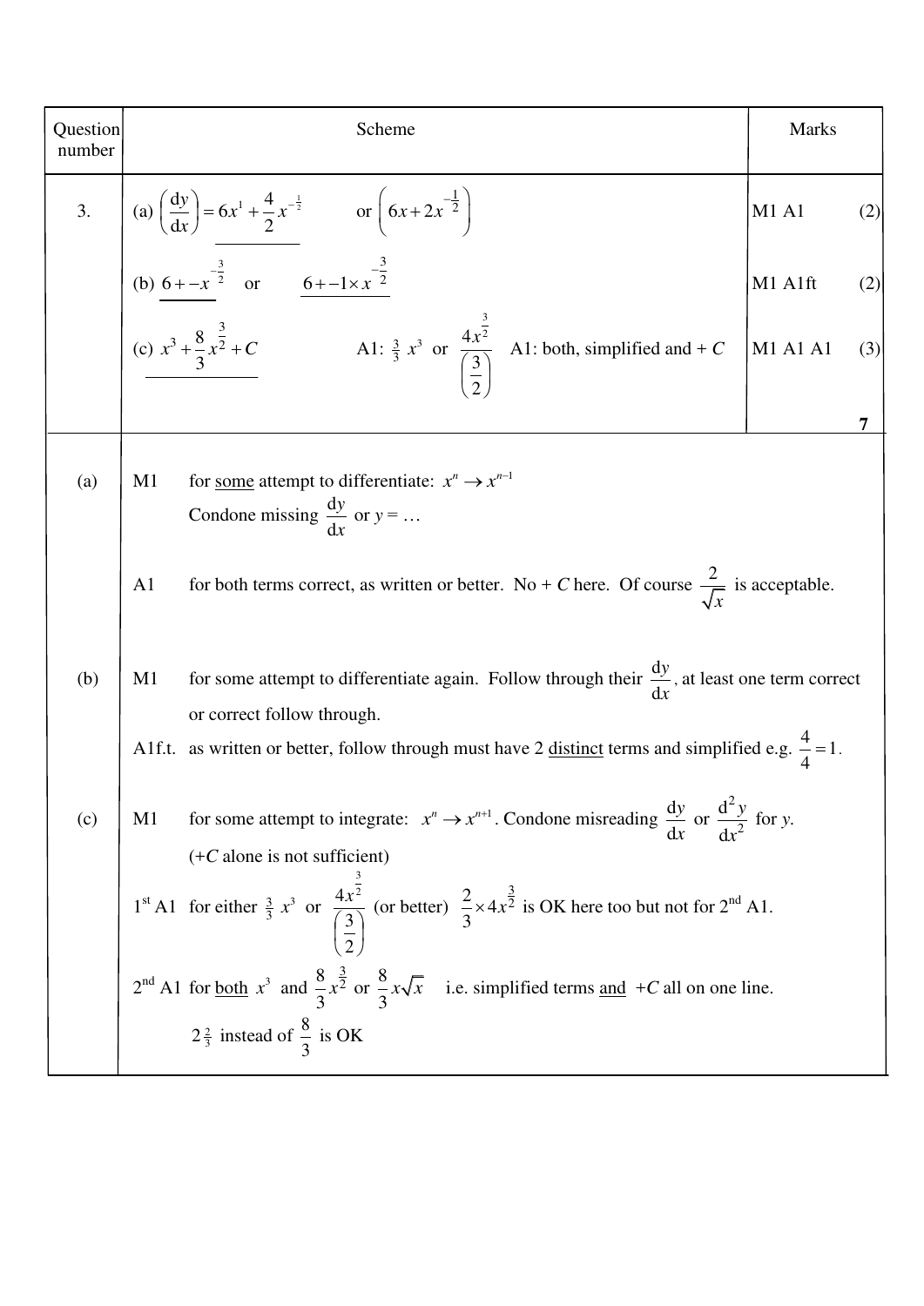| Question number | Scheme | Marks | |
|---|---|---|---|
| 3. | (a) $\left(\frac{\mathrm{d}y}{\mathrm{d}x}\right) = 6x^1 + \frac{4}{2}x^{-\frac{1}{2}}$ or $\left(6x + 2x^{-\frac{1}{2}}\right)$ | M1 A1 | (2) |
| | (b) $6 + -x^{-\frac{3}{2}}$ or $6 + -1 \times x^{-\frac{3}{2}}$ | M1 A1ft | (2) |
| | (c) $x^3 + \frac{8}{3}x^{\frac{3}{2}} + C$ A1: $\frac{3}{3}\ x^3$ or $\frac{4x^{\frac{3}{2}}}{\left(\frac{3}{2}\right)}$ A1: both, simplified and + $C$ | M1 A1 A1 | (3) |
| | | | 7 |

| | | |
|---|---|---|
| (a) | M1 | for <u>some</u> attempt to differentiate: $x^n \rightarrow x^{n-1}$<br>Condone missing $\frac{\mathrm{d}y}{\mathrm{d}x}$ or $y = \ldots$ |
| | A1 | for both terms correct, as written or better. No + $C$ here. Of course $\frac{2}{\sqrt{x}}$ is acceptable. |
| (b) | M1 | for some attempt to differentiate again. Follow through their $\frac{\mathrm{d}y}{\mathrm{d}x}$, at least one term correct or correct follow through. |
| | A1f.t. | as written or better, follow through must have 2 <u>distinct</u> terms and simplified e.g. $\frac{4}{4} = 1$. |
| (c) | M1 | for some attempt to integrate: $x^n \rightarrow x^{n+1}$. Condone misreading $\frac{\mathrm{d}y}{\mathrm{d}x}$ or $\frac{\mathrm{d}^2 y}{\mathrm{d}x^2}$ for $y$.<br>(+$C$ alone is not sufficient) |
| | 1st A1 | for either $\frac{3}{3}\ x^3$ or $\frac{4x^{\frac{3}{2}}}{\left(\frac{3}{2}\right)}$ (or better) $\frac{2}{3} \times 4x^{\frac{3}{2}}$ is OK here too but not for 2nd A1. |
| | 2nd A1 | for <u>both</u> $x^3$ and $\frac{8}{3}x^{\frac{3}{2}}$ or $\frac{8}{3}x\sqrt{x}$ i.e. simplified terms <u>and</u> +$C$ all on one line.<br>$2\frac{2}{3}$ instead of $\frac{8}{3}$ is OK |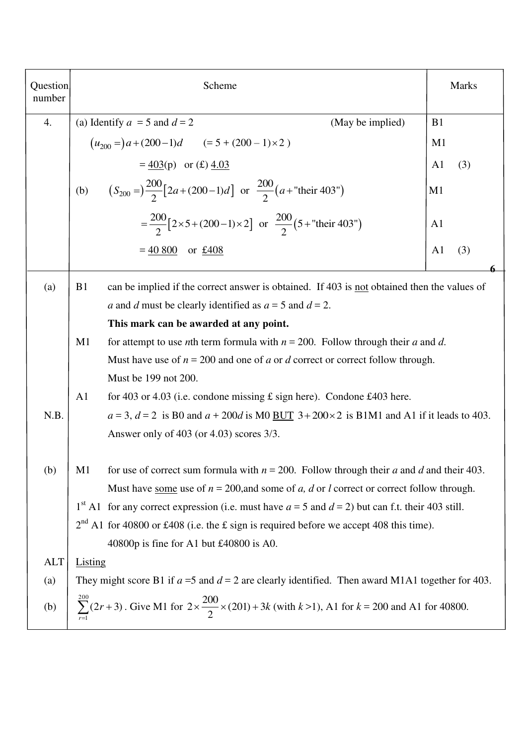| Question number | Scheme | Marks |
|---|---|---|
| 4. | (a) Identify $a = 5$ and $d = 2$ (May be implied) | B1 |
| | $(u_{200} =) a + (200-1)d \quad (= 5 + (200-1)\times 2)$ | M1 |
| | $= \underline{403}$(p) or (£) $\underline{4.03}$ | A1 (3) |
| | (b) $(S_{200} =) \frac{200}{2}\left[2a+(200-1)d\right]$ or $\frac{200}{2}\left(a+\text{"their 403"}\right)$ | M1 |
| | $= \frac{200}{2}\left[2\times 5+(200-1)\times 2\right]$ or $\frac{200}{2}\left(5+\text{"their 403"}\right)$ | A1 |
| | $= \underline{40\ 800}$ or $\underline{£408}$ | A1 (3) |
| | | **6** |

**(a)**

B1 can be implied if the correct answer is obtained. If 403 is not obtained then the values of $a$ and $d$ must be clearly identified as $a = 5$ and $d = 2$.
**This mark can be awarded at any point.**

M1 for attempt to use $n$th term formula with $n = 200$. Follow through their $a$ and $d$. Must have use of $n = 200$ and one of $a$ or $d$ correct or correct follow through. Must be 199 not 200.

A1 for 403 or 4.03 (i.e. condone missing £ sign here). Condone £403 here.

**N.B.** $a = 3$, $d = 2$ is B0 and $a + 200d$ is M0 BUT $3+200\times 2$ is B1M1 and A1 if it leads to 403. Answer only of 403 (or 4.03) scores 3/3.

**(b)**

M1 for use of correct sum formula with $n = 200$. Follow through their $a$ and $d$ and their 403. Must have some use of $n = 200$, and some of $a$, $d$ or $l$ correct or correct follow through.

1st A1 for any correct expression (i.e. must have $a = 5$ and $d = 2$) but can f.t. their 403 still.

2nd A1 for 40800 or £408 (i.e. the £ sign is required before we accept 408 this time). 40800p is fine for A1 but £40800 is A0.

**ALT** Listing

**(a)** They might score B1 if $a = 5$ and $d = 2$ are clearly identified. Then award M1A1 together for 403.

**(b)** $\sum_{r=1}^{200}(2r+3)$. Give M1 for $2\times\frac{200}{2}\times(201)+3k$ (with $k > 1$), A1 for $k = 200$ and A1 for 40800.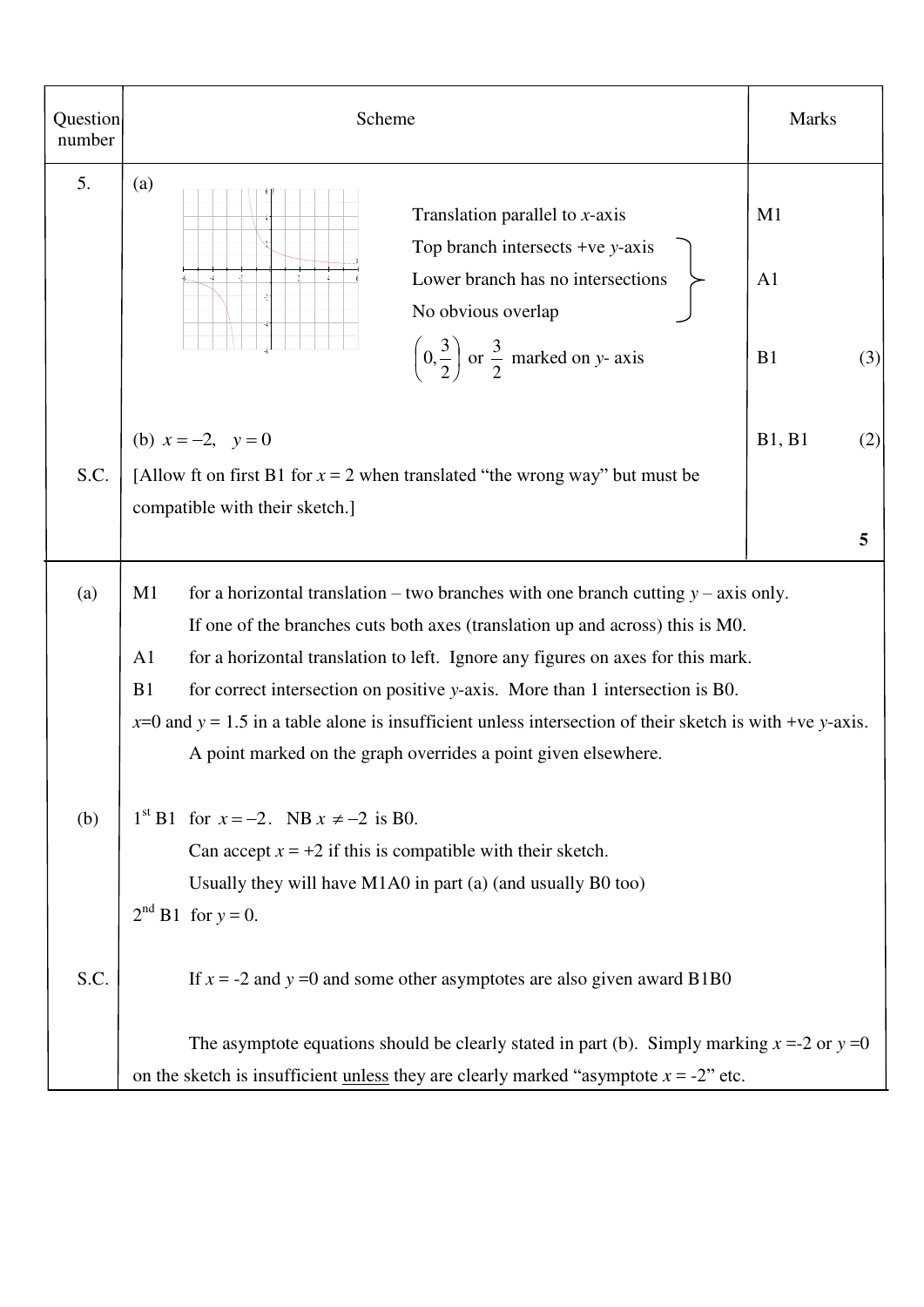| Question number | Scheme | Marks |
|---|---|---|
| 5. | (a) Translation parallel to $x$-axis | M1 |
| | Top branch intersects +ve $y$-axis; Lower branch has no intersections; No obvious overlap | A1 |
| | $\left(0, \frac{3}{2}\right)$ or $\frac{3}{2}$ marked on $y$- axis | B1 (3) |
| | (b) $x = -2, \quad y = 0$ | B1, B1 (2) |
| S.C. | [Allow ft on first B1 for $x = 2$ when translated "the wrong way" but must be compatible with their sketch.] | |
| | | **5** |

**(a)**

M1 for a horizontal translation – two branches with one branch cutting $y$ – axis only. If one of the branches cuts both axes (translation up and across) this is M0.

A1 for a horizontal translation to left. Ignore any figures on axes for this mark.

B1 for correct intersection on positive $y$-axis. More than 1 intersection is B0.

$x$=0 and $y$ = 1.5 in a table alone is insufficient unless intersection of their sketch is with +ve $y$-axis. A point marked on the graph overrides a point given elsewhere.

**(b)**

1st B1 for $x = -2$. NB $x \neq -2$ is B0.

Can accept $x$ = +2 if this is compatible with their sketch.

Usually they will have M1A0 in part (a) (and usually B0 too)

2nd B1 for $y$ = 0.

**S.C.**

If $x$ = -2 and $y$ =0 and some other asymptotes are also given award B1B0

The asymptote equations should be clearly stated in part (b). Simply marking $x$ =-2 or $y$ =0 on the sketch is insufficient unless they are clearly marked "asymptote $x$ = -2" etc.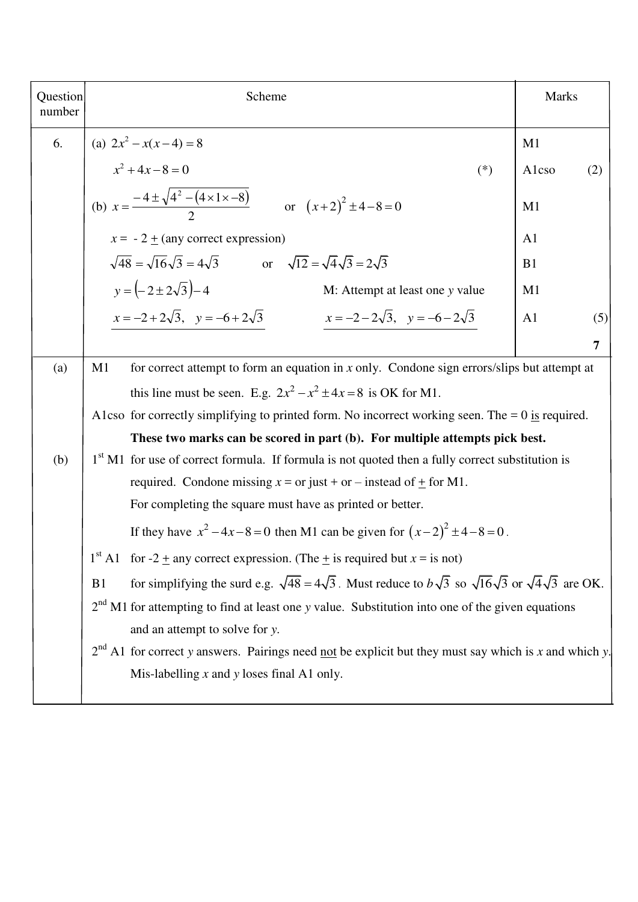| Question number | Scheme | | Marks | |
|---|---|---|---|---|
| 6. | (a) $2x^2 - x(x-4) = 8$ | | M1 | |
| | $x^2 + 4x - 8 = 0$ | (*) | A1cso | (2) |
| | (b) $x = \dfrac{-4 \pm \sqrt{4^2 - (4 \times 1 \times -8)}}{2}$ or $(x+2)^2 \pm 4 - 8 = 0$ | | M1 | |
| | $x = -2 \pm$ (any correct expression) | | A1 | |
| | $\sqrt{48} = \sqrt{16}\sqrt{3} = 4\sqrt{3}$ or $\sqrt{12} = \sqrt{4}\sqrt{3} = 2\sqrt{3}$ | | B1 | |
| | $y = (-2 \pm 2\sqrt{3}) - 4$ | M: Attempt at least one $y$ value | M1 | |
| | $x = -2 + 2\sqrt{3},\quad y = -6 + 2\sqrt{3}$ | $x = -2 - 2\sqrt{3},\quad y = -6 - 2\sqrt{3}$ | A1 | (5) |
| | | | | 7 |

**(a)**

M1 for correct attempt to form an equation in $x$ only. Condone sign errors/slips but attempt at this line must be seen. E.g. $2x^2 - x^2 \pm 4x = 8$ is OK for M1.

A1cso for correctly simplifying to printed form. No incorrect working seen. The = 0 is required.

**These two marks can be scored in part (b). For multiple attempts pick best.**

**(b)**

1st M1 for use of correct formula. If formula is not quoted then a fully correct substitution is required. Condone missing $x$ = or just + or – instead of $\pm$ for M1.
For completing the square must have as printed or better.
If they have $x^2 - 4x - 8 = 0$ then M1 can be given for $(x-2)^2 \pm 4 - 8 = 0$.

1st A1 for -2 $\pm$ any correct expression. (The $\pm$ is required but $x$ = is not)

B1 for simplifying the surd e.g. $\sqrt{48} = 4\sqrt{3}$. Must reduce to $b\sqrt{3}$ so $\sqrt{16}\sqrt{3}$ or $\sqrt{4}\sqrt{3}$ are OK.

2nd M1 for attempting to find at least one $y$ value. Substitution into one of the given equations and an attempt to solve for $y$.

2nd A1 for correct $y$ answers. Pairings need not be explicit but they must say which is $x$ and which $y$. Mis-labelling $x$ and $y$ loses final A1 only.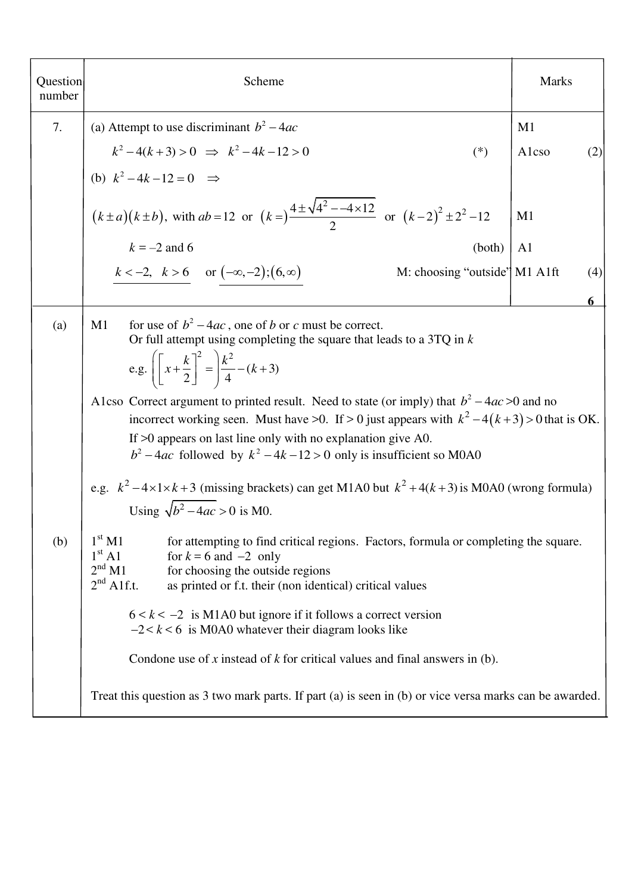| Question number | Scheme | Marks | |
|---|---|---|---|
| 7. | (a) Attempt to use discriminant $b^2 - 4ac$ | M1 | |
| | $k^2 - 4(k+3) > 0 \;\Rightarrow\; k^2 - 4k - 12 > 0$ (*) | A1cso | (2) |
| | (b) $k^2 - 4k - 12 = 0 \;\Rightarrow$ | | |
| | $(k \pm a)(k \pm b)$, with $ab = 12$ or $(k =)\dfrac{4 \pm \sqrt{4^2 - -4 \times 12}}{2}$ or $(k-2)^2 \pm 2^2 - 12$ | M1 | |
| | $k = -2$ and $6$ (both) | A1 | |
| | $k < -2,\;\; k > 6$ or $(-\infty, -2);(6, \infty)$ M: choosing "outside" | M1 A1ft | (4) |
| | | **6** | |

**(a)**

M1 for use of $b^2 - 4ac$, one of $b$ or $c$ must be correct.
Or full attempt using completing the square that leads to a 3TQ in $k$
e.g. $\left(\left[x + \frac{k}{2}\right]^2 = \right)\frac{k^2}{4} - (k+3)$

A1cso Correct argument to printed result. Need to state (or imply) that $b^2 - 4ac > 0$ and no incorrect working seen. Must have >0. If > 0 just appears with $k^2 - 4(k+3) > 0$ that is OK.
If >0 appears on last line only with no explanation give A0.
$b^2 - 4ac$ followed by $k^2 - 4k - 12 > 0$ only is insufficient so M0A0

e.g. $k^2 - 4 \times 1 \times k + 3$ (missing brackets) can get M1A0 but $k^2 + 4(k+3)$ is M0A0 (wrong formula)
Using $\sqrt{b^2 - 4ac} > 0$ is M0.

**(b)**

1st M1 for attempting to find critical regions. Factors, formula or completing the square.
1st A1 for $k = 6$ and $-2$ only
2nd M1 for choosing the outside regions
2nd A1f.t. as printed or f.t. their (non identical) critical values

$6 < k < -2$ is M1A0 but ignore if it follows a correct version
$-2 < k < 6$ is M0A0 whatever their diagram looks like

Condone use of $x$ instead of $k$ for critical values and final answers in (b).

Treat this question as 3 two mark parts. If part (a) is seen in (b) or vice versa marks can be awarded.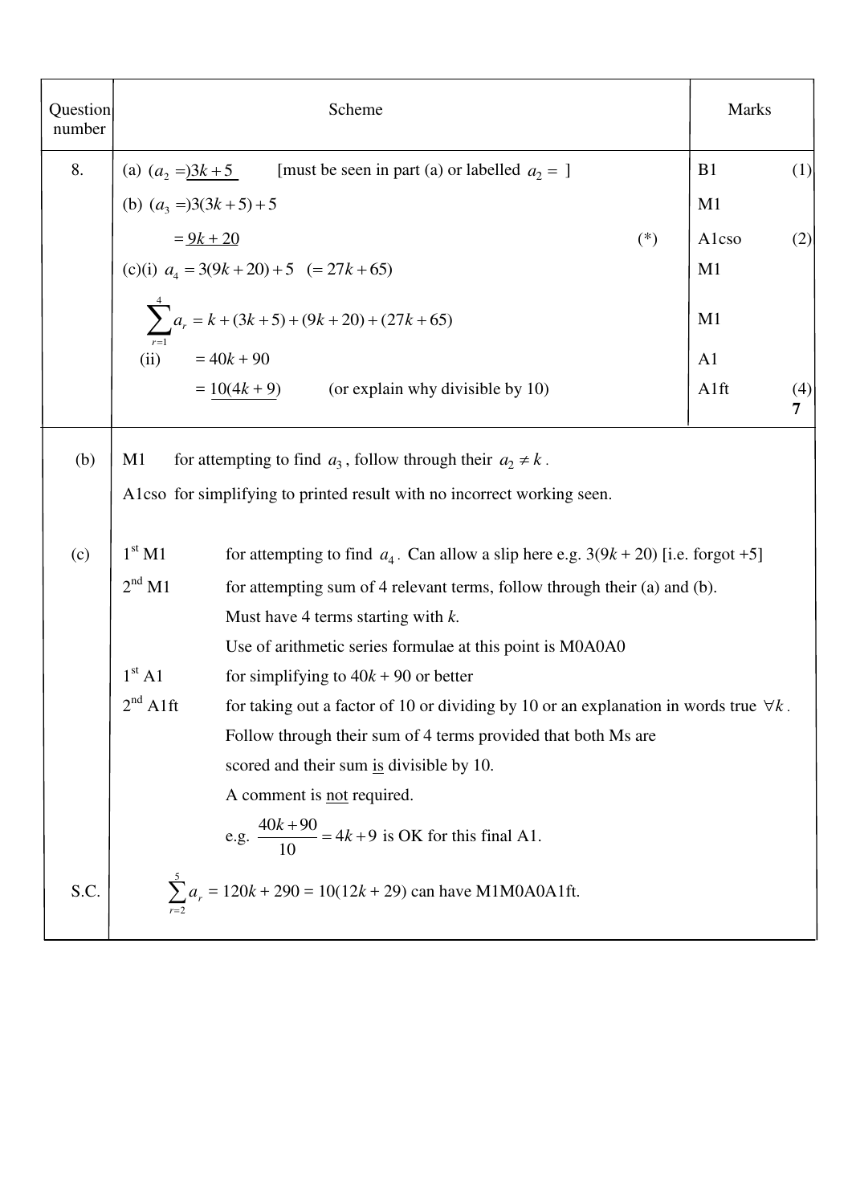| Question number | Scheme | | Marks | |
|---|---|---|---|---|
| 8. | (a) $(a_2 =)\underline{3k+5}$ [must be seen in part (a) or labelled $a_2 =$ ] | | B1 | (1) |
| | (b) $(a_3 =)3(3k+5)+5$ | | M1 | |
| | $= \underline{9k+20}$ | (*) | A1cso | (2) |
| | (c)(i) $a_4 = 3(9k+20)+5 \quad (= 27k+65)$ | | M1 | |
| | $\sum_{r=1}^{4} a_r = k + (3k+5) + (9k+20) + (27k+65)$ | | M1 | |
| | (ii) $= 40k + 90$ | | A1 | |
| | $= \underline{10(4k+9)}$ (or explain why divisible by 10) | | A1ft | (4) **7** |

| | |
|---|---|
| (b) | M1 for attempting to find $a_3$, follow through their $a_2 \neq k$. |
| | A1cso for simplifying to printed result with no incorrect working seen. |
| (c) | 1st M1 for attempting to find $a_4$. Can allow a slip here e.g. $3(9k + 20)$ [i.e. forgot +5] |
| | 2nd M1 for attempting sum of 4 relevant terms, follow through their (a) and (b). Must have 4 terms starting with *k*. Use of arithmetic series formulae at this point is M0A0A0 |
| | 1st A1 for simplifying to $40k + 90$ or better |
| | 2nd A1ft for taking out a factor of 10 or dividing by 10 or an explanation in words true $\forall k$. Follow through their sum of 4 terms provided that both Ms are scored and their sum is divisible by 10. A comment is not required. e.g. $\frac{40k+90}{10} = 4k+9$ is OK for this final A1. |
| S.C. | $\sum_{r=2}^{5} a_r = 120k + 290 = 10(12k + 29)$ can have M1M0A0A1ft. |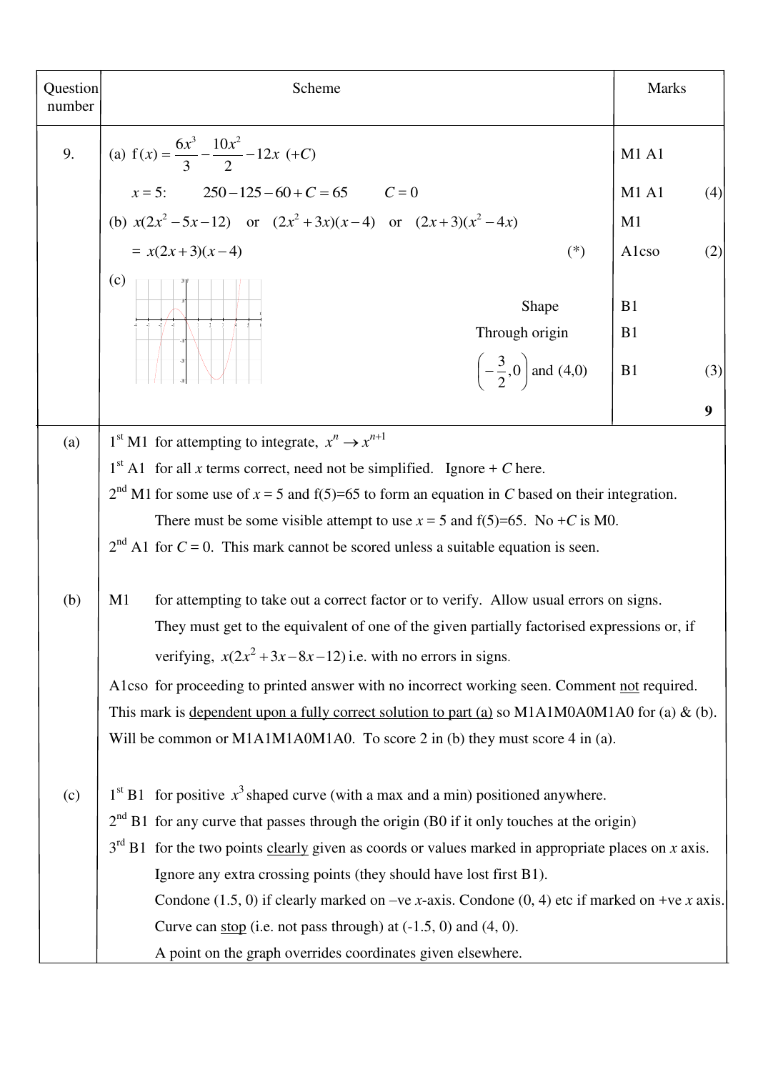| Question number | Scheme | Marks |
|---|---|---|
| 9. | (a) $\mathrm{f}(x) = \frac{6x^3}{3} - \frac{10x^2}{2} - 12x \ (+C)$ | M1 A1 |
| | $x = 5$: $\quad 250 - 125 - 60 + C = 65 \quad C = 0$ | M1 A1 (4) |
| | (b) $x(2x^2 - 5x - 12)$ or $(2x^2 + 3x)(x - 4)$ or $(2x + 3)(x^2 - 4x)$ | M1 |
| | $= x(2x + 3)(x - 4)$ (*) | A1cso (2) |
| | (c) Shape | B1 |
| | Through origin | B1 |
| | $\left(-\frac{3}{2}, 0\right)$ and $(4,0)$ | B1 (3) |
| | | 9 |

**(a)**

1st M1 for attempting to integrate, $x^n \to x^{n+1}$

1st A1 for all $x$ terms correct, need not be simplified. Ignore + $C$ here.

2nd M1 for some use of $x = 5$ and f(5)=65 to form an equation in $C$ based on their integration. There must be some visible attempt to use $x = 5$ and f(5)=65. No +$C$ is M0.

2nd A1 for $C = 0$. This mark cannot be scored unless a suitable equation is seen.

**(b)**

M1 for attempting to take out a correct factor or to verify. Allow usual errors on signs. They must get to the equivalent of one of the given partially factorised expressions or, if verifying, $x(2x^2 + 3x - 8x - 12)$ i.e. with no errors in signs.

A1cso for proceeding to printed answer with no incorrect working seen. Comment not required.

This mark is dependent upon a fully correct solution to part (a) so M1A1M0A0M1A0 for (a) & (b). Will be common or M1A1M1A0M1A0. To score 2 in (b) they must score 4 in (a).

**(c)**

1st B1 for positive $x^3$ shaped curve (with a max and a min) positioned anywhere.

2nd B1 for any curve that passes through the origin (B0 if it only touches at the origin)

3rd B1 for the two points clearly given as coords or values marked in appropriate places on $x$ axis. Ignore any extra crossing points (they should have lost first B1). Condone (1.5, 0) if clearly marked on –ve $x$-axis. Condone (0, 4) etc if marked on +ve $x$ axis. Curve can stop (i.e. not pass through) at (-1.5, 0) and (4, 0). A point on the graph overrides coordinates given elsewhere.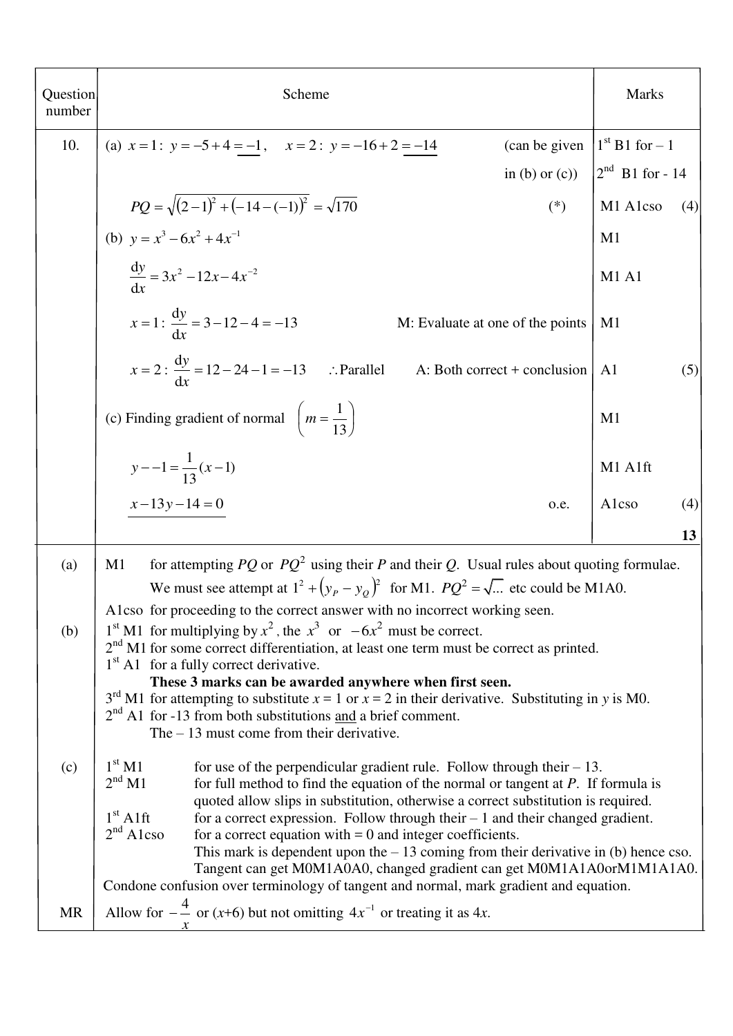| Question number | Scheme | Marks |
|---|---|---|
| 10. | (a) $x=1:\ y=-5+4=\underline{-1}$, $\quad x=2:\ y=-16+2=\underline{-14}$ (can be given in (b) or (c)) | 1st B1 for – 1<br>2nd B1 for - 14 |
| | $PQ=\sqrt{(2-1)^2+(-14-(-1))^2}=\sqrt{170}$ (*) | M1 A1cso (4) |
| | (b) $y=x^3-6x^2+4x^{-1}$ | M1 |
| | $\dfrac{\mathrm{d}y}{\mathrm{d}x}=3x^2-12x-4x^{-2}$ | M1 A1 |
| | $x=1:\ \dfrac{\mathrm{d}y}{\mathrm{d}x}=3-12-4=-13$ M: Evaluate at one of the points | M1 |
| | $x=2:\ \dfrac{\mathrm{d}y}{\mathrm{d}x}=12-24-1=-13$ $\quad\therefore$ Parallel A: Both correct + conclusion | A1 (5) |
| | (c) Finding gradient of normal $\left(m=\dfrac{1}{13}\right)$ | M1 |
| | $y--1=\dfrac{1}{13}(x-1)$ | M1 A1ft |
| | $\underline{x-13y-14=0}$ o.e. | A1cso (4) |
| | | **13** |
| (a) | M1 for attempting $PQ$ or $PQ^2$ using their $P$ and their $Q$. Usual rules about quoting formulae. We must see attempt at $1^2+(y_P-y_Q)^2$ for M1. $PQ^2=\sqrt{\ldots}$ etc could be M1A0.<br>A1cso for proceeding to the correct answer with no incorrect working seen. | |
| (b) | 1st M1 for multiplying by $x^2$, the $x^3$ or $-6x^2$ must be correct.<br>2nd M1 for some correct differentiation, at least one term must be correct as printed.<br>1st A1 for a fully correct derivative.<br>**These 3 marks can be awarded anywhere when first seen.**<br>3rd M1 for attempting to substitute $x=1$ or $x=2$ in their derivative. Substituting in $y$ is M0.<br>2nd A1 for -13 from both substitutions and a brief comment. The – 13 must come from their derivative. | |
| (c) | 1st M1 for use of the perpendicular gradient rule. Follow through their – 13.<br>2nd M1 for full method to find the equation of the normal or tangent at $P$. If formula is quoted allow slips in substitution, otherwise a correct substitution is required.<br>1st A1ft for a correct expression. Follow through their – 1 and their changed gradient.<br>2nd A1cso for a correct equation with = 0 and integer coefficients. This mark is dependent upon the – 13 coming from their derivative in (b) hence cso. Tangent can get M0M1A0A0, changed gradient can get M0M1A1A0orM1M1A1A0.<br>Condone confusion over terminology of tangent and normal, mark gradient and equation. | |
| MR | Allow for $-\dfrac{4}{x}$ or $(x+6)$ but not omitting $4x^{-1}$ or treating it as $4x$. | |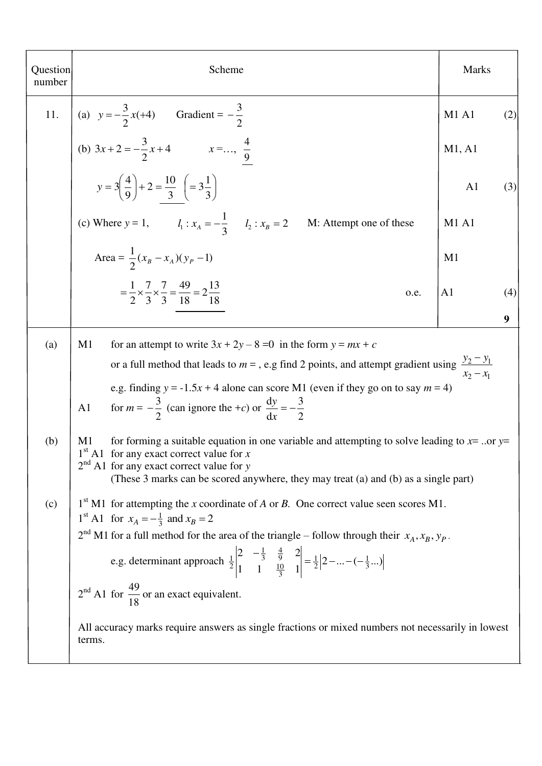| Question number | Scheme | Marks | |
|---|---|---|---|
| 11. | (a) $y = -\frac{3}{2}x(+4)$ Gradient $= -\frac{3}{2}$ | M1 A1 | (2) |
| | (b) $3x + 2 = -\frac{3}{2}x + 4$ $x = \ldots,\ \underline{\frac{4}{9}}$ | M1, A1 | |
| | $y = 3\left(\frac{4}{9}\right) + 2 = \underline{\frac{10}{3}}\ \left(= 3\frac{1}{3}\right)$ | A1 | (3) |
| | (c) Where $y = 1$, $l_1 : x_A = -\frac{1}{3}$ $l_2 : x_B = 2$ M: Attempt one of these | M1 A1 | |
| | Area $= \frac{1}{2}(x_B - x_A)(y_P - 1)$ | M1 | |
| | $= \frac{1}{2} \times \frac{7}{3} \times \frac{7}{3} = \underline{\frac{49}{18} = 2\frac{13}{18}}$ o.e. | A1 | (4) |
| | | | 9 |

| | |
|---|---|
| (a) | M1 for an attempt to write $3x + 2y - 8 = 0$ in the form $y = mx + c$<br>or a full method that leads to $m =$ , e.g find 2 points, and attempt gradient using $\frac{y_2 - y_1}{x_2 - x_1}$<br>e.g. finding $y = -1.5x + 4$ alone can score M1 (even if they go on to say $m = 4$)<br>A1 for $m = -\frac{3}{2}$ (can ignore the $+c$) or $\frac{\mathrm{d}y}{\mathrm{d}x} = -\frac{3}{2}$ |
| (b) | M1 for forming a suitable equation in one variable and attempting to solve leading to $x= ..$or $y=$<br>1st A1 for any exact correct value for $x$<br>2nd A1 for any exact correct value for $y$<br>(These 3 marks can be scored anywhere, they may treat (a) and (b) as a single part) |
| (c) | 1st M1 for attempting the $x$ coordinate of $A$ or $B$. One correct value seen scores M1.<br>1st A1 for $x_A = -\frac{1}{3}$ and $x_B = 2$<br>2nd M1 for a full method for the area of the triangle – follow through their $x_A, x_B, y_P$.<br>e.g. determinant approach $\frac{1}{2}\begin{vmatrix} 2 & -\frac{1}{3} & \frac{4}{9} & 2 \\ 1 & 1 & \frac{10}{3} & 1 \end{vmatrix} = \frac{1}{2}\left\vert 2 - \ldots - (-\frac{1}{3}\ldots)\right\vert$<br>2nd A1 for $\frac{49}{18}$ or an exact equivalent.<br><br>All accuracy marks require answers as single fractions or mixed numbers not necessarily in lowest terms. |